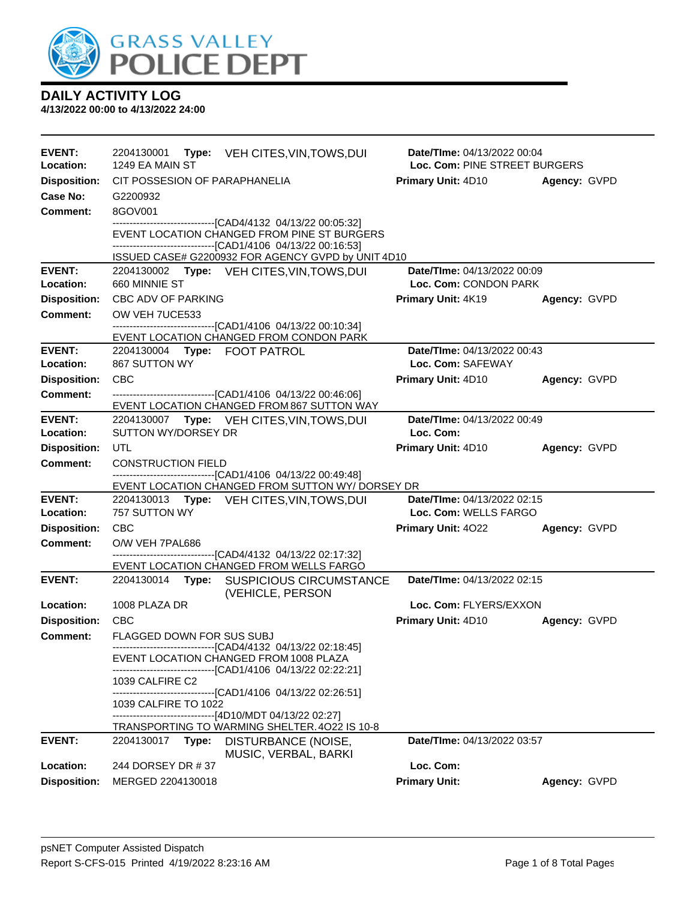GRASS VALLEY POLICE DEPT

# DAILY ACTIVITY LOG

**4/13/2022 00:00 to 4/13/2022 24:00**

---

**EVENT:** 2204130001 **Type:** VEH CITES,VIN,TOWS,DUI **Date/TIme:** 04/13/2022 00:04
**Location:** 1249 EA MAIN ST **Loc. Com:** PINE STREET BURGERS
**Disposition:** CIT POSSESION OF PARAPHANELIA **Primary Unit:** 4D10 **Agency:** GVPD
**Case No:** G2200932
**Comment:** 8GOV001

------------------------------[CAD4/4132 04/13/22 00:05:32]
EVENT LOCATION CHANGED FROM PINE ST BURGERS
------------------------------[CAD1/4106 04/13/22 00:16:53]
ISSUED CASE# G2200932 FOR AGENCY GVPD by UNIT 4D10

---

**EVENT:** 2204130002 **Type:** VEH CITES,VIN,TOWS,DUI **Date/TIme:** 04/13/2022 00:09
**Location:** 660 MINNIE ST **Loc. Com:** CONDON PARK
**Disposition:** CBC ADV OF PARKING **Primary Unit:** 4K19 **Agency:** GVPD
**Comment:** OW VEH 7UCE533

------------------------------[CAD1/4106 04/13/22 00:10:34]
EVENT LOCATION CHANGED FROM CONDON PARK

---

**EVENT:** 2204130004 **Type:** FOOT PATROL **Date/TIme:** 04/13/2022 00:43
**Location:** 867 SUTTON WY **Loc. Com:** SAFEWAY
**Disposition:** CBC **Primary Unit:** 4D10 **Agency:** GVPD
**Comment:**

------------------------------[CAD1/4106 04/13/22 00:46:06]
EVENT LOCATION CHANGED FROM 867 SUTTON WAY

---

**EVENT:** 2204130007 **Type:** VEH CITES,VIN,TOWS,DUI **Date/TIme:** 04/13/2022 00:49
**Location:** SUTTON WY/DORSEY DR **Loc. Com:**
**Disposition:** UTL **Primary Unit:** 4D10 **Agency:** GVPD
**Comment:** CONSTRUCTION FIELD

------------------------------[CAD1/4106 04/13/22 00:49:48]
EVENT LOCATION CHANGED FROM SUTTON WY/ DORSEY DR

---

**EVENT:** 2204130013 **Type:** VEH CITES,VIN,TOWS,DUI **Date/TIme:** 04/13/2022 02:15
**Location:** 757 SUTTON WY **Loc. Com:** WELLS FARGO
**Disposition:** CBC **Primary Unit:** 4O22 **Agency:** GVPD
**Comment:** O/W VEH 7PAL686

------------------------------[CAD4/4132 04/13/22 02:17:32]
EVENT LOCATION CHANGED FROM WELLS FARGO

---

**EVENT:** 2204130014 **Type:** SUSPICIOUS CIRCUMSTANCE (VEHICLE, PERSON **Date/TIme:** 04/13/2022 02:15
**Location:** 1008 PLAZA DR **Loc. Com:** FLYERS/EXXON
**Disposition:** CBC **Primary Unit:** 4D10 **Agency:** GVPD
**Comment:** FLAGGED DOWN FOR SUS SUBJ

------------------------------[CAD4/4132 04/13/22 02:18:45]
EVENT LOCATION CHANGED FROM 1008 PLAZA
------------------------------[CAD1/4106 04/13/22 02:22:21]
1039 CALFIRE C2
------------------------------[CAD1/4106 04/13/22 02:26:51]
1039 CALFIRE TO 1022
------------------------------[4D10/MDT 04/13/22 02:27]
TRANSPORTING TO WARMING SHELTER.4O22 IS 10-8

---

**EVENT:** 2204130017 **Type:** DISTURBANCE (NOISE, MUSIC, VERBAL, BARKI **Date/TIme:** 04/13/2022 03:57
**Location:** 244 DORSEY DR # 37 **Loc. Com:**
**Disposition:** MERGED 2204130018 **Primary Unit:** **Agency:** GVPD

---

psNET Computer Assisted Dispatch
Report S-CFS-015 Printed 4/19/2022 8:23:16 AM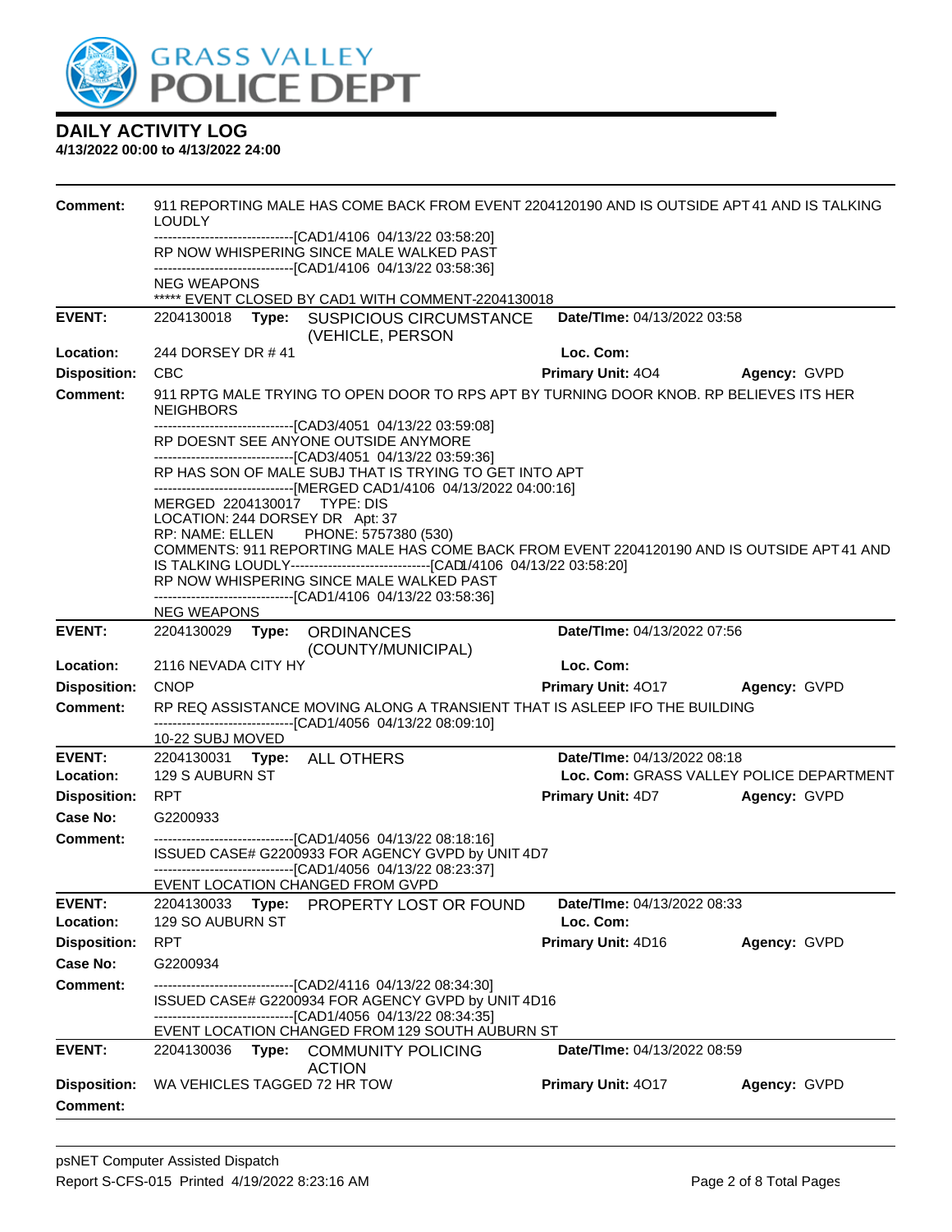# DAILY ACTIVITY LOG

**4/13/2022 00:00 to 4/13/2022 24:00**

**Comment:** 911 REPORTING MALE HAS COME BACK FROM EVENT 2204120190 AND IS OUTSIDE APT 41 AND IS TALKING LOUDLY
------------------------------[CAD1/4106 04/13/22 03:58:20]
RP NOW WHISPERING SINCE MALE WALKED PAST
------------------------------[CAD1/4106 04/13/22 03:58:36]
NEG WEAPONS
***** EVENT CLOSED BY CAD1 WITH COMMENT-2204130018

---

| | | | |
|---|---|---|---|
| **EVENT:** | 2204130018 **Type:** SUSPICIOUS CIRCUMSTANCE (VEHICLE, PERSON | **Date/TIme:** 04/13/2022 03:58 | |
| **Location:** | 244 DORSEY DR # 41 | **Loc. Com:** | |
| **Disposition:** | CBC | **Primary Unit:** 4O4 | **Agency:** GVPD |

**Comment:** 911 RPTG MALE TRYING TO OPEN DOOR TO RPS APT BY TURNING DOOR KNOB. RP BELIEVES ITS HER NEIGHBORS
------------------------------[CAD3/4051 04/13/22 03:59:08]
RP DOESNT SEE ANYONE OUTSIDE ANYMORE
------------------------------[CAD3/4051 04/13/22 03:59:36]
RP HAS SON OF MALE SUBJ THAT IS TRYING TO GET INTO APT
------------------------------[MERGED CAD1/4106 04/13/2022 04:00:16]
MERGED 2204130017 TYPE: DIS
LOCATION: 244 DORSEY DR Apt: 37
RP: NAME: ELLEN PHONE: 5757380 (530)
COMMENTS: 911 REPORTING MALE HAS COME BACK FROM EVENT 2204120190 AND IS OUTSIDE APT 41 AND IS TALKING LOUDLY------------------------------[CAD1/4106 04/13/22 03:58:20]
RP NOW WHISPERING SINCE MALE WALKED PAST
------------------------------[CAD1/4106 04/13/22 03:58:36]
NEG WEAPONS

---

| | | | |
|---|---|---|---|
| **EVENT:** | 2204130029 **Type:** ORDINANCES (COUNTY/MUNICIPAL) | **Date/TIme:** 04/13/2022 07:56 | |
| **Location:** | 2116 NEVADA CITY HY | **Loc. Com:** | |
| **Disposition:** | CNOP | **Primary Unit:** 4O17 | **Agency:** GVPD |

**Comment:** RP REQ ASSISTANCE MOVING ALONG A TRANSIENT THAT IS ASLEEP IFO THE BUILDING
------------------------------[CAD1/4056 04/13/22 08:09:10]
10-22 SUBJ MOVED

---

| | | | |
|---|---|---|---|
| **EVENT:** | 2204130031 **Type:** ALL OTHERS | **Date/TIme:** 04/13/2022 08:18 | |
| **Location:** | 129 S AUBURN ST | **Loc. Com:** GRASS VALLEY POLICE DEPARTMENT | |
| **Disposition:** | RPT | **Primary Unit:** 4D7 | **Agency:** GVPD |
| **Case No:** | G2200933 | | |

**Comment:** ------------------------------[CAD1/4056 04/13/22 08:18:16]
ISSUED CASE# G2200933 FOR AGENCY GVPD by UNIT 4D7
------------------------------[CAD1/4056 04/13/22 08:23:37]
EVENT LOCATION CHANGED FROM GVPD

---

| | | | |
|---|---|---|---|
| **EVENT:** | 2204130033 **Type:** PROPERTY LOST OR FOUND | **Date/TIme:** 04/13/2022 08:33 | |
| **Location:** | 129 SO AUBURN ST | **Loc. Com:** | |
| **Disposition:** | RPT | **Primary Unit:** 4D16 | **Agency:** GVPD |
| **Case No:** | G2200934 | | |

**Comment:** ------------------------------[CAD2/4116 04/13/22 08:34:30]
ISSUED CASE# G2200934 FOR AGENCY GVPD by UNIT 4D16
------------------------------[CAD1/4056 04/13/22 08:34:35]
EVENT LOCATION CHANGED FROM 129 SOUTH AUBURN ST

---

| | | | |
|---|---|---|---|
| **EVENT:** | 2204130036 **Type:** COMMUNITY POLICING ACTION | **Date/TIme:** 04/13/2022 08:59 | |
| **Disposition:** | WA VEHICLES TAGGED 72 HR TOW | **Primary Unit:** 4O17 | **Agency:** GVPD |

**Comment:**

psNET Computer Assisted Dispatch
Report S-CFS-015 Printed 4/19/2022 8:23:16 AM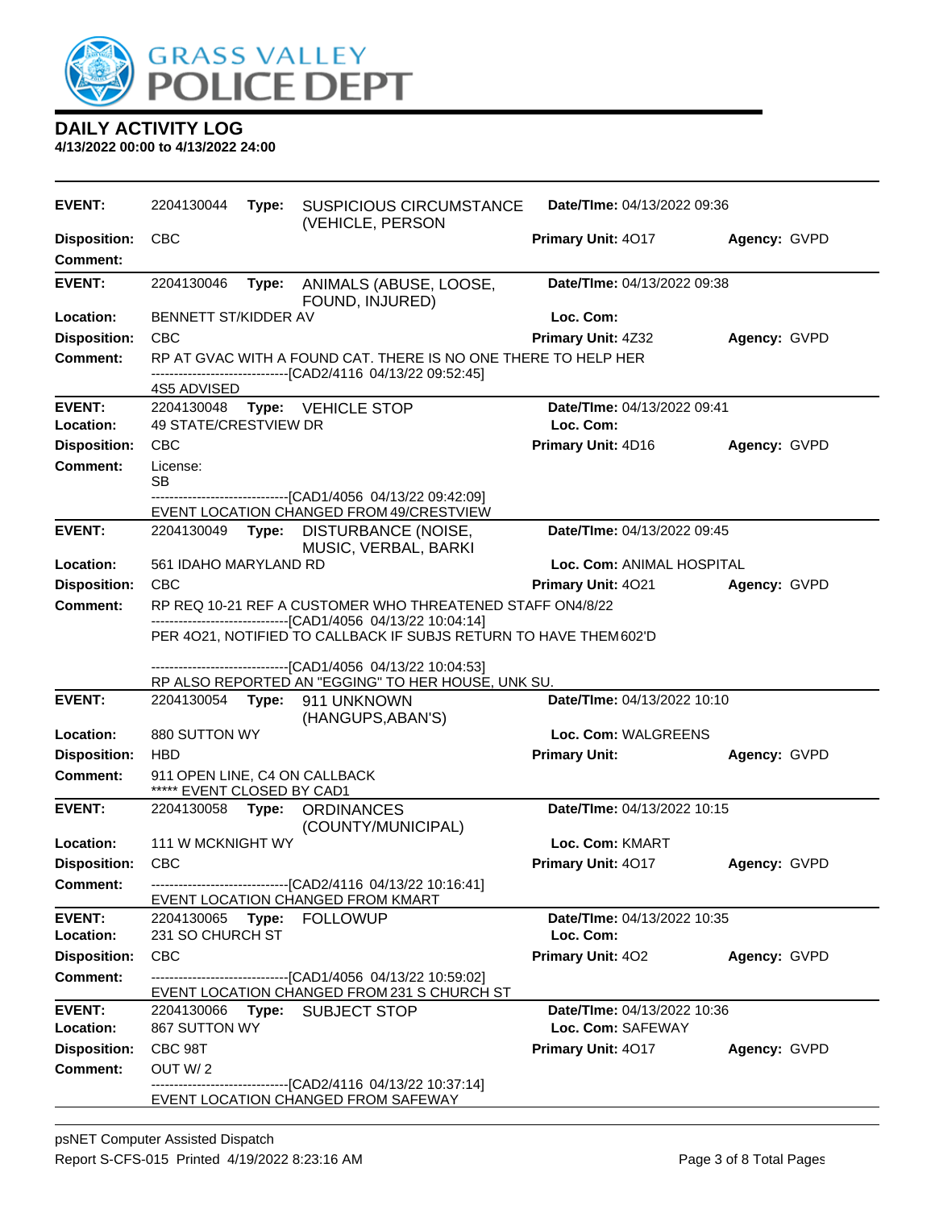## DAILY ACTIVITY LOG

**4/13/2022 00:00 to 4/13/2022 24:00**

---

**EVENT:** 2204130044 **Type:** SUSPICIOUS CIRCUMSTANCE (VEHICLE, PERSON **Date/TIme:** 04/13/2022 09:36
**Disposition:** CBC **Primary Unit:** 4O17 **Agency:** GVPD
**Comment:**

---

**EVENT:** 2204130046 **Type:** ANIMALS (ABUSE, LOOSE, FOUND, INJURED) **Date/TIme:** 04/13/2022 09:38
**Location:** BENNETT ST/KIDDER AV **Loc. Com:**
**Disposition:** CBC **Primary Unit:** 4Z32 **Agency:** GVPD
**Comment:** RP AT GVAC WITH A FOUND CAT. THERE IS NO ONE THERE TO HELP HER
------------------------------[CAD2/4116 04/13/22 09:52:45]
4S5 ADVISED

---

**EVENT:** 2204130048 **Type:** VEHICLE STOP **Date/TIme:** 04/13/2022 09:41
**Location:** 49 STATE/CRESTVIEW DR **Loc. Com:**
**Disposition:** CBC **Primary Unit:** 4D16 **Agency:** GVPD
**Comment:** License:
SB
------------------------------[CAD1/4056 04/13/22 09:42:09]
EVENT LOCATION CHANGED FROM 49/CRESTVIEW

---

**EVENT:** 2204130049 **Type:** DISTURBANCE (NOISE, MUSIC, VERBAL, BARKI **Date/TIme:** 04/13/2022 09:45
**Location:** 561 IDAHO MARYLAND RD **Loc. Com:** ANIMAL HOSPITAL
**Disposition:** CBC **Primary Unit:** 4O21 **Agency:** GVPD
**Comment:** RP REQ 10-21 REF A CUSTOMER WHO THREATENED STAFF ON4/8/22
------------------------------[CAD1/4056 04/13/22 10:04:14]
PER 4O21, NOTIFIED TO CALLBACK IF SUBJS RETURN TO HAVE THEM 602'D

------------------------------[CAD1/4056 04/13/22 10:04:53]
RP ALSO REPORTED AN "EGGING" TO HER HOUSE, UNK SU.

---

**EVENT:** 2204130054 **Type:** 911 UNKNOWN (HANGUPS,ABAN'S) **Date/TIme:** 04/13/2022 10:10
**Location:** 880 SUTTON WY **Loc. Com:** WALGREENS
**Disposition:** HBD **Primary Unit:** **Agency:** GVPD
**Comment:** 911 OPEN LINE, C4 ON CALLBACK
***** EVENT CLOSED BY CAD1

---

**EVENT:** 2204130058 **Type:** ORDINANCES (COUNTY/MUNICIPAL) **Date/TIme:** 04/13/2022 10:15
**Location:** 111 W MCKNIGHT WY **Loc. Com:** KMART
**Disposition:** CBC **Primary Unit:** 4O17 **Agency:** GVPD
**Comment:** ------------------------------[CAD2/4116 04/13/22 10:16:41]
EVENT LOCATION CHANGED FROM KMART

---

**EVENT:** 2204130065 **Type:** FOLLOWUP **Date/TIme:** 04/13/2022 10:35
**Location:** 231 SO CHURCH ST **Loc. Com:**
**Disposition:** CBC **Primary Unit:** 4O2 **Agency:** GVPD
**Comment:** ------------------------------[CAD1/4056 04/13/22 10:59:02]
EVENT LOCATION CHANGED FROM 231 S CHURCH ST

---

**EVENT:** 2204130066 **Type:** SUBJECT STOP **Date/TIme:** 04/13/2022 10:36
**Location:** 867 SUTTON WY **Loc. Com:** SAFEWAY
**Disposition:** CBC 98T **Primary Unit:** 4O17 **Agency:** GVPD
**Comment:** OUT W/ 2
------------------------------[CAD2/4116 04/13/22 10:37:14]
EVENT LOCATION CHANGED FROM SAFEWAY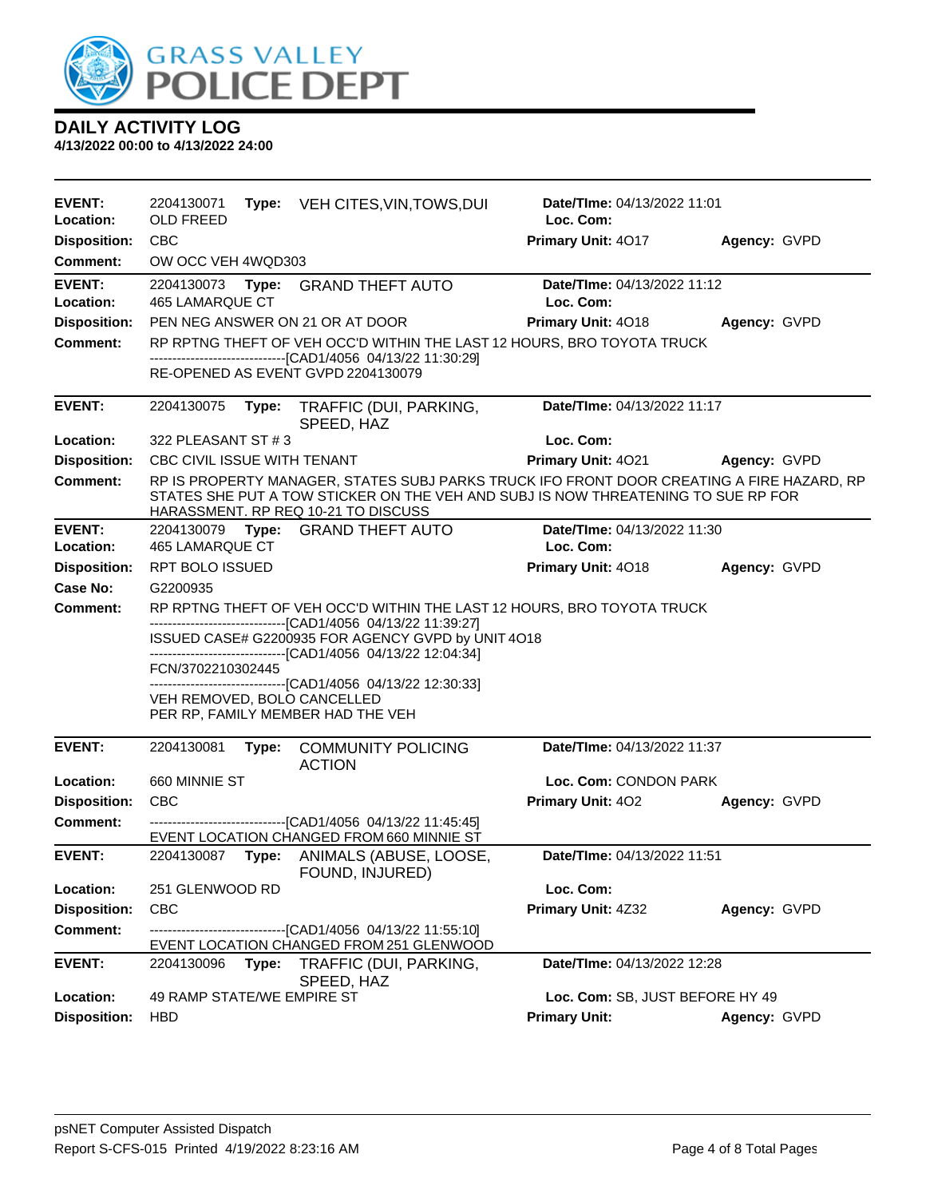# GRASS VALLEY POLICE DEPT

## DAILY ACTIVITY LOG

**4/13/2022 00:00 to 4/13/2022 24:00**

---

**EVENT:** 2204130071 **Type:** VEH CITES,VIN,TOWS,DUI **Date/TIme:** 04/13/2022 11:01
**Location:** OLD FREED **Loc. Com:**
**Disposition:** CBC **Primary Unit:** 4O17 **Agency:** GVPD
**Comment:** OW OCC VEH 4WQD303

---

**EVENT:** 2204130073 **Type:** GRAND THEFT AUTO **Date/TIme:** 04/13/2022 11:12
**Location:** 465 LAMARQUE CT **Loc. Com:**
**Disposition:** PEN NEG ANSWER ON 21 OR AT DOOR **Primary Unit:** 4O18 **Agency:** GVPD
**Comment:** RP RPTNG THEFT OF VEH OCC'D WITHIN THE LAST 12 HOURS, BRO TOYOTA TRUCK
------------------------------[CAD1/4056 04/13/22 11:30:29]
RE-OPENED AS EVENT GVPD 2204130079

---

**EVENT:** 2204130075 **Type:** TRAFFIC (DUI, PARKING, SPEED, HAZ **Date/TIme:** 04/13/2022 11:17
**Location:** 322 PLEASANT ST # 3 **Loc. Com:**
**Disposition:** CBC CIVIL ISSUE WITH TENANT **Primary Unit:** 4O21 **Agency:** GVPD
**Comment:** RP IS PROPERTY MANAGER, STATES SUBJ PARKS TRUCK IFO FRONT DOOR CREATING A FIRE HAZARD, RP STATES SHE PUT A TOW STICKER ON THE VEH AND SUBJ IS NOW THREATENING TO SUE RP FOR HARASSMENT. RP REQ 10-21 TO DISCUSS

---

**EVENT:** 2204130079 **Type:** GRAND THEFT AUTO **Date/TIme:** 04/13/2022 11:30
**Location:** 465 LAMARQUE CT **Loc. Com:**
**Disposition:** RPT BOLO ISSUED **Primary Unit:** 4O18 **Agency:** GVPD
**Case No:** G2200935
**Comment:** RP RPTNG THEFT OF VEH OCC'D WITHIN THE LAST 12 HOURS, BRO TOYOTA TRUCK
------------------------------[CAD1/4056 04/13/22 11:39:27]
ISSUED CASE# G2200935 FOR AGENCY GVPD by UNIT 4O18
------------------------------[CAD1/4056 04/13/22 12:04:34]
FCN/3702210302445
------------------------------[CAD1/4056 04/13/22 12:30:33]
VEH REMOVED, BOLO CANCELLED
PER RP, FAMILY MEMBER HAD THE VEH

---

**EVENT:** 2204130081 **Type:** COMMUNITY POLICING ACTION **Date/TIme:** 04/13/2022 11:37
**Location:** 660 MINNIE ST **Loc. Com:** CONDON PARK
**Disposition:** CBC **Primary Unit:** 4O2 **Agency:** GVPD
**Comment:** ------------------------------[CAD1/4056 04/13/22 11:45:45]
EVENT LOCATION CHANGED FROM 660 MINNIE ST

---

**EVENT:** 2204130087 **Type:** ANIMALS (ABUSE, LOOSE, FOUND, INJURED) **Date/TIme:** 04/13/2022 11:51
**Location:** 251 GLENWOOD RD **Loc. Com:**
**Disposition:** CBC **Primary Unit:** 4Z32 **Agency:** GVPD
**Comment:** ------------------------------[CAD1/4056 04/13/22 11:55:10]
EVENT LOCATION CHANGED FROM 251 GLENWOOD

---

**EVENT:** 2204130096 **Type:** TRAFFIC (DUI, PARKING, SPEED, HAZ **Date/TIme:** 04/13/2022 12:28
**Location:** 49 RAMP STATE/WE EMPIRE ST **Loc. Com:** SB, JUST BEFORE HY 49
**Disposition:** HBD **Primary Unit:** **Agency:** GVPD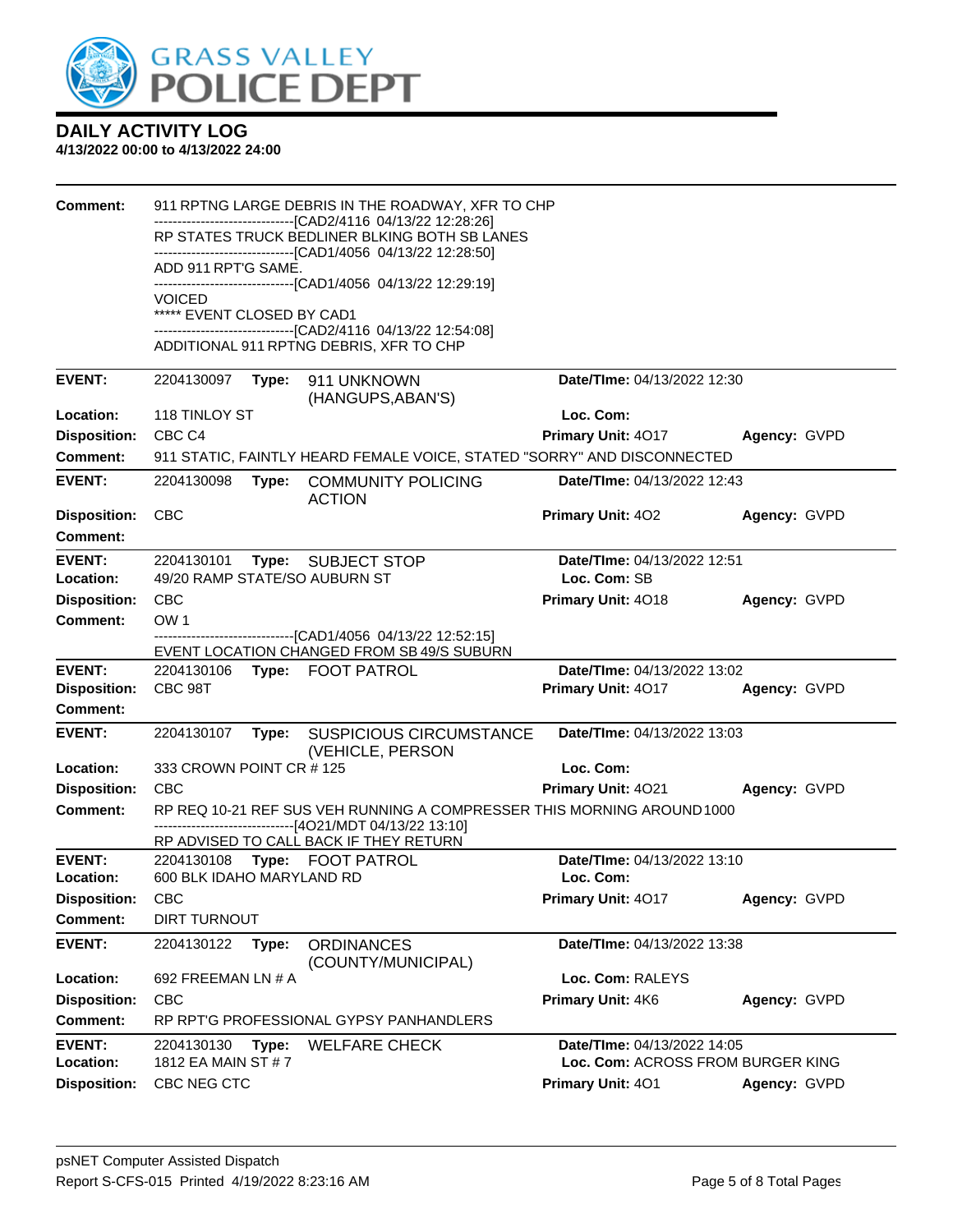# DAILY ACTIVITY LOG

**4/13/2022 00:00 to 4/13/2022 24:00**

**Comment:** 911 RPTNG LARGE DEBRIS IN THE ROADWAY, XFR TO CHP
------------------------------[CAD2/4116 04/13/22 12:28:26]
RP STATES TRUCK BEDLINER BLKING BOTH SB LANES
------------------------------[CAD1/4056 04/13/22 12:28:50]
ADD 911 RPT'G SAME.
------------------------------[CAD1/4056 04/13/22 12:29:19]
VOICED
***** EVENT CLOSED BY CAD1
------------------------------[CAD2/4116 04/13/22 12:54:08]
ADDITIONAL 911 RPTNG DEBRIS, XFR TO CHP

---

**EVENT:** 2204130097 **Type:** 911 UNKNOWN (HANGUPS,ABAN'S) **Date/TIme:** 04/13/2022 12:30
**Location:** 118 TINLOY ST **Loc. Com:**
**Disposition:** CBC C4 **Primary Unit:** 4O17 **Agency:** GVPD
**Comment:** 911 STATIC, FAINTLY HEARD FEMALE VOICE, STATED "SORRY" AND DISCONNECTED

---

**EVENT:** 2204130098 **Type:** COMMUNITY POLICING ACTION **Date/TIme:** 04/13/2022 12:43
**Disposition:** CBC **Primary Unit:** 4O2 **Agency:** GVPD
**Comment:**

---

**EVENT:** 2204130101 **Type:** SUBJECT STOP **Date/TIme:** 04/13/2022 12:51
**Location:** 49/20 RAMP STATE/SO AUBURN ST **Loc. Com:** SB
**Disposition:** CBC **Primary Unit:** 4O18 **Agency:** GVPD
**Comment:** OW 1
------------------------------[CAD1/4056 04/13/22 12:52:15]
EVENT LOCATION CHANGED FROM SB 49/S SUBURN

---

**EVENT:** 2204130106 **Type:** FOOT PATROL **Date/TIme:** 04/13/2022 13:02
**Disposition:** CBC 98T **Primary Unit:** 4O17 **Agency:** GVPD
**Comment:**

---

**EVENT:** 2204130107 **Type:** SUSPICIOUS CIRCUMSTANCE (VEHICLE, PERSON **Date/TIme:** 04/13/2022 13:03
**Location:** 333 CROWN POINT CR # 125 **Loc. Com:**
**Disposition:** CBC **Primary Unit:** 4O21 **Agency:** GVPD
**Comment:** RP REQ 10-21 REF SUS VEH RUNNING A COMPRESSER THIS MORNING AROUND 1000
------------------------------[4O21/MDT 04/13/22 13:10]
RP ADVISED TO CALL BACK IF THEY RETURN

---

**EVENT:** 2204130108 **Type:** FOOT PATROL **Date/TIme:** 04/13/2022 13:10
**Location:** 600 BLK IDAHO MARYLAND RD **Loc. Com:**
**Disposition:** CBC **Primary Unit:** 4O17 **Agency:** GVPD
**Comment:** DIRT TURNOUT

---

**EVENT:** 2204130122 **Type:** ORDINANCES (COUNTY/MUNICIPAL) **Date/TIme:** 04/13/2022 13:38
**Location:** 692 FREEMAN LN # A **Loc. Com:** RALEYS
**Disposition:** CBC **Primary Unit:** 4K6 **Agency:** GVPD
**Comment:** RP RPT'G PROFESSIONAL GYPSY PANHANDLERS

---

**EVENT:** 2204130130 **Type:** WELFARE CHECK **Date/TIme:** 04/13/2022 14:05
**Location:** 1812 EA MAIN ST # 7 **Loc. Com:** ACROSS FROM BURGER KING
**Disposition:** CBC NEG CTC **Primary Unit:** 4O1 **Agency:** GVPD

psNET Computer Assisted Dispatch
Report S-CFS-015 Printed 4/19/2022 8:23:16 AM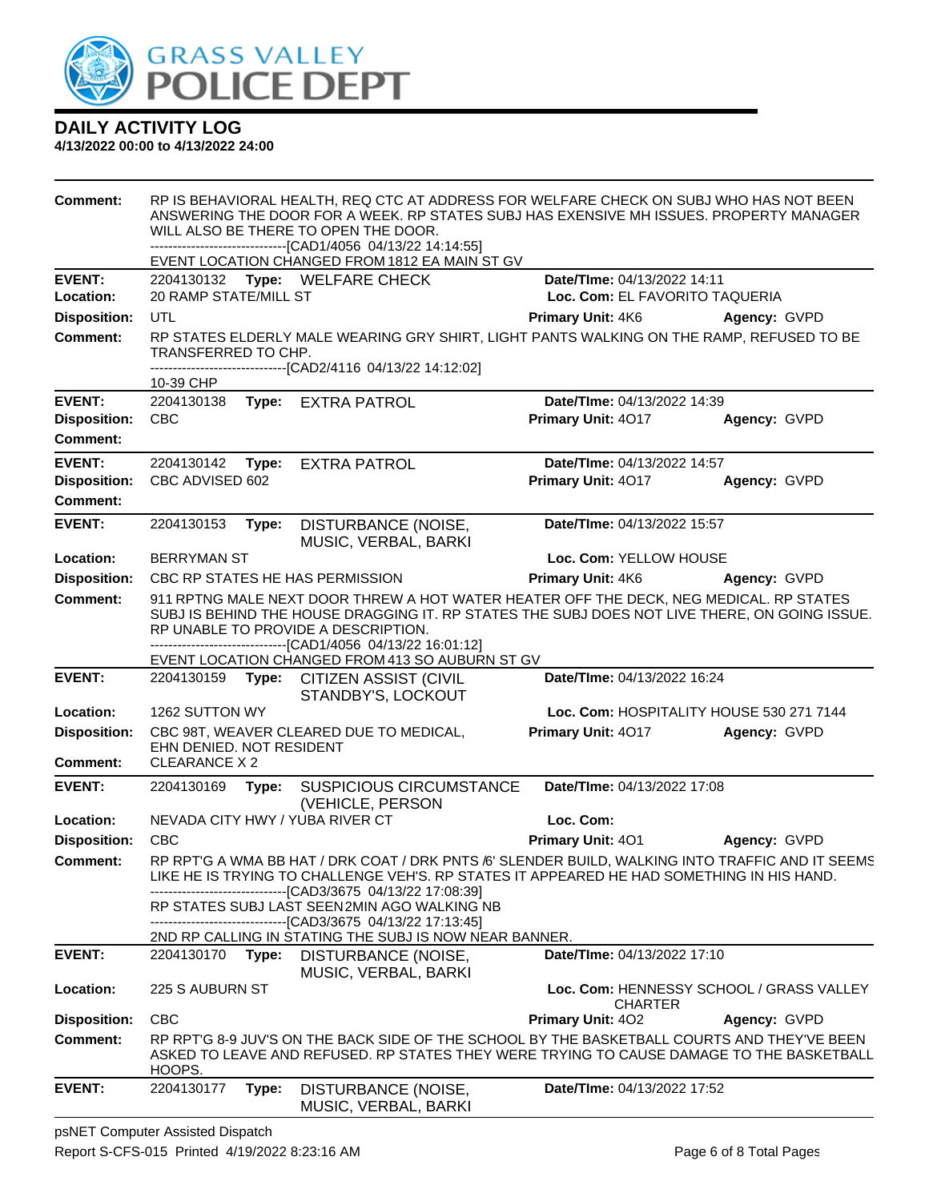# DAILY ACTIVITY LOG

**4/13/2022 00:00 to 4/13/2022 24:00**

**Comment:** RP IS BEHAVIORAL HEALTH, REQ CTC AT ADDRESS FOR WELFARE CHECK ON SUBJ WHO HAS NOT BEEN ANSWERING THE DOOR FOR A WEEK. RP STATES SUBJ HAS EXENSIVE MH ISSUES. PROPERTY MANAGER WILL ALSO BE THERE TO OPEN THE DOOR.
------------------------------[CAD1/4056 04/13/22 14:14:55]
EVENT LOCATION CHANGED FROM 1812 EA MAIN ST GV

---

**EVENT:** 2204130132 **Type:** WELFARE CHECK **Date/TIme:** 04/13/2022 14:11
**Location:** 20 RAMP STATE/MILL ST **Loc. Com:** EL FAVORITO TAQUERIA
**Disposition:** UTL **Primary Unit:** 4K6 **Agency:** GVPD
**Comment:** RP STATES ELDERLY MALE WEARING GRY SHIRT, LIGHT PANTS WALKING ON THE RAMP, REFUSED TO BE TRANSFERRED TO CHP.
------------------------------[CAD2/4116 04/13/22 14:12:02]
10-39 CHP

---

**EVENT:** 2204130138 **Type:** EXTRA PATROL **Date/TIme:** 04/13/2022 14:39
**Disposition:** CBC **Primary Unit:** 4O17 **Agency:** GVPD
**Comment:**

---

**EVENT:** 2204130142 **Type:** EXTRA PATROL **Date/TIme:** 04/13/2022 14:57
**Disposition:** CBC ADVISED 602 **Primary Unit:** 4O17 **Agency:** GVPD
**Comment:**

---

**EVENT:** 2204130153 **Type:** DISTURBANCE (NOISE, MUSIC, VERBAL, BARKI **Date/TIme:** 04/13/2022 15:57
**Location:** BERRYMAN ST **Loc. Com:** YELLOW HOUSE
**Disposition:** CBC RP STATES HE HAS PERMISSION **Primary Unit:** 4K6 **Agency:** GVPD
**Comment:** 911 RPTNG MALE NEXT DOOR THREW A HOT WATER HEATER OFF THE DECK, NEG MEDICAL. RP STATES SUBJ IS BEHIND THE HOUSE DRAGGING IT. RP STATES THE SUBJ DOES NOT LIVE THERE, ON GOING ISSUE. RP UNABLE TO PROVIDE A DESCRIPTION.
------------------------------[CAD1/4056 04/13/22 16:01:12]
EVENT LOCATION CHANGED FROM 413 SO AUBURN ST GV

---

**EVENT:** 2204130159 **Type:** CITIZEN ASSIST (CIVIL STANDBY'S, LOCKOUT **Date/TIme:** 04/13/2022 16:24
**Location:** 1262 SUTTON WY **Loc. Com:** HOSPITALITY HOUSE 530 271 7144
**Disposition:** CBC 98T, WEAVER CLEARED DUE TO MEDICAL, EHN DENIED. NOT RESIDENT **Primary Unit:** 4O17 **Agency:** GVPD
**Comment:** CLEARANCE X 2

---

**EVENT:** 2204130169 **Type:** SUSPICIOUS CIRCUMSTANCE (VEHICLE, PERSON **Date/TIme:** 04/13/2022 17:08
**Location:** NEVADA CITY HWY / YUBA RIVER CT **Loc. Com:**
**Disposition:** CBC **Primary Unit:** 4O1 **Agency:** GVPD
**Comment:** RP RPT'G A WMA BB HAT / DRK COAT / DRK PNTS /6' SLENDER BUILD, WALKING INTO TRAFFIC AND IT SEEMS LIKE HE IS TRYING TO CHALLENGE VEH'S. RP STATES IT APPEARED HE HAD SOMETHING IN HIS HAND.
------------------------------[CAD3/3675 04/13/22 17:08:39]
RP STATES SUBJ LAST SEEN 2MIN AGO WALKING NB
------------------------------[CAD3/3675 04/13/22 17:13:45]
2ND RP CALLING IN STATING THE SUBJ IS NOW NEAR BANNER.

---

**EVENT:** 2204130170 **Type:** DISTURBANCE (NOISE, MUSIC, VERBAL, BARKI **Date/TIme:** 04/13/2022 17:10
**Location:** 225 S AUBURN ST **Loc. Com:** HENNESSY SCHOOL / GRASS VALLEY CHARTER
**Disposition:** CBC **Primary Unit:** 4O2 **Agency:** GVPD
**Comment:** RP RPT'G 8-9 JUV'S ON THE BACK SIDE OF THE SCHOOL BY THE BASKETBALL COURTS AND THEY'VE BEEN ASKED TO LEAVE AND REFUSED. RP STATES THEY WERE TRYING TO CAUSE DAMAGE TO THE BASKETBALL HOOPS.

---

**EVENT:** 2204130177 **Type:** DISTURBANCE (NOISE, MUSIC, VERBAL, BARKI **Date/TIme:** 04/13/2022 17:52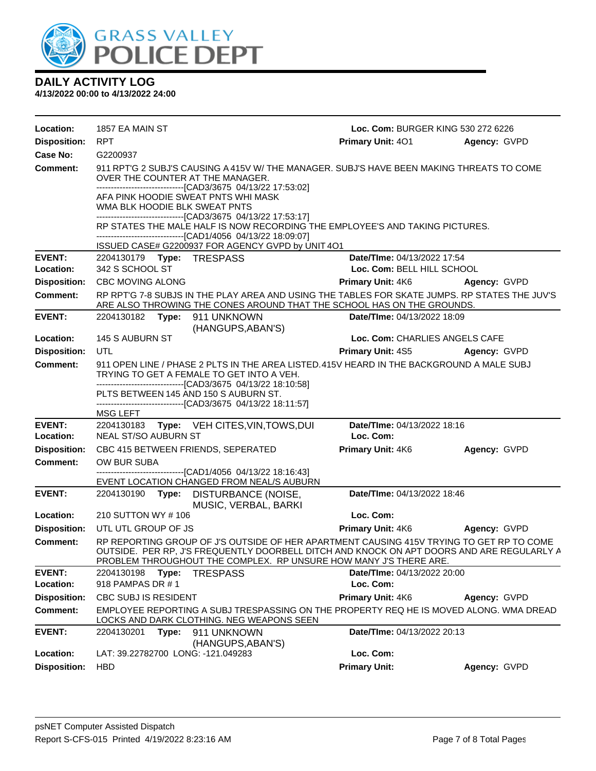# DAILY ACTIVITY LOG

**4/13/2022 00:00 to 4/13/2022 24:00**

**Location:** 1857 EA MAIN ST — **Loc. Com:** BURGER KING 530 272 6226
**Disposition:** RPT — **Primary Unit:** 4O1 — **Agency:** GVPD
**Case No:** G2200937
**Comment:** 911 RPT'G 2 SUBJ'S CAUSING A 415V W/ THE MANAGER. SUBJ'S HAVE BEEN MAKING THREATS TO COME OVER THE COUNTER AT THE MANAGER.
------------------------------[CAD3/3675 04/13/22 17:53:02]
AFA PINK HOODIE SWEAT PNTS WHI MASK
WMA BLK HOODIE BLK SWEAT PNTS
------------------------------[CAD3/3675 04/13/22 17:53:17]
RP STATES THE MALE HALF IS NOW RECORDING THE EMPLOYEE'S AND TAKING PICTURES.
------------------------------[CAD1/4056 04/13/22 18:09:07]
ISSUED CASE# G2200937 FOR AGENCY GVPD by UNIT 4O1

---

**EVENT:** 2204130179 **Type:** TRESPASS — **Date/TIme:** 04/13/2022 17:54
**Location:** 342 S SCHOOL ST — **Loc. Com:** BELL HILL SCHOOL
**Disposition:** CBC MOVING ALONG — **Primary Unit:** 4K6 — **Agency:** GVPD
**Comment:** RP RPT'G 7-8 SUBJS IN THE PLAY AREA AND USING THE TABLES FOR SKATE JUMPS. RP STATES THE JUV'S ARE ALSO THROWING THE CONES AROUND THAT THE SCHOOL HAS ON THE GROUNDS.

---

**EVENT:** 2204130182 **Type:** 911 UNKNOWN (HANGUPS,ABAN'S) — **Date/TIme:** 04/13/2022 18:09
**Location:** 145 S AUBURN ST — **Loc. Com:** CHARLIES ANGELS CAFE
**Disposition:** UTL — **Primary Unit:** 4S5 — **Agency:** GVPD
**Comment:** 911 OPEN LINE / PHASE 2 PLTS IN THE AREA LISTED.415V HEARD IN THE BACKGROUND A MALE SUBJ TRYING TO GET A FEMALE TO GET INTO A VEH.
------------------------------[CAD3/3675 04/13/22 18:10:58]
PLTS BETWEEN 145 AND 150 S AUBURN ST.
------------------------------[CAD3/3675 04/13/22 18:11:57]
MSG LEFT

---

**EVENT:** 2204130183 **Type:** VEH CITES,VIN,TOWS,DUI — **Date/TIme:** 04/13/2022 18:16
**Location:** NEAL ST/SO AUBURN ST — **Loc. Com:**
**Disposition:** CBC 415 BETWEEN FRIENDS, SEPERATED — **Primary Unit:** 4K6 — **Agency:** GVPD
**Comment:** OW BUR SUBA
------------------------------[CAD1/4056 04/13/22 18:16:43]
EVENT LOCATION CHANGED FROM NEAL/S AUBURN

---

**EVENT:** 2204130190 **Type:** DISTURBANCE (NOISE, MUSIC, VERBAL, BARKI — **Date/TIme:** 04/13/2022 18:46
**Location:** 210 SUTTON WY # 106 — **Loc. Com:**
**Disposition:** UTL UTL GROUP OF JS — **Primary Unit:** 4K6 — **Agency:** GVPD
**Comment:** RP REPORTING GROUP OF J'S OUTSIDE OF HER APARTMENT CAUSING 415V TRYING TO GET RP TO COME OUTSIDE. PER RP, J'S FREQUENTLY DOORBELL DITCH AND KNOCK ON APT DOORS AND ARE REGULARLY A PROBLEM THROUGHOUT THE COMPLEX. RP UNSURE HOW MANY J'S THERE ARE.

---

**EVENT:** 2204130198 **Type:** TRESPASS — **Date/TIme:** 04/13/2022 20:00
**Location:** 918 PAMPAS DR # 1 — **Loc. Com:**
**Disposition:** CBC SUBJ IS RESIDENT — **Primary Unit:** 4K6 — **Agency:** GVPD
**Comment:** EMPLOYEE REPORTING A SUBJ TRESPASSING ON THE PROPERTY REQ HE IS MOVED ALONG. WMA DREAD LOCKS AND DARK CLOTHING. NEG WEAPONS SEEN

---

**EVENT:** 2204130201 **Type:** 911 UNKNOWN (HANGUPS,ABAN'S) — **Date/TIme:** 04/13/2022 20:13
**Location:** LAT: 39.22782700 LONG: -121.049283 — **Loc. Com:**
**Disposition:** HBD — **Primary Unit:** — **Agency:** GVPD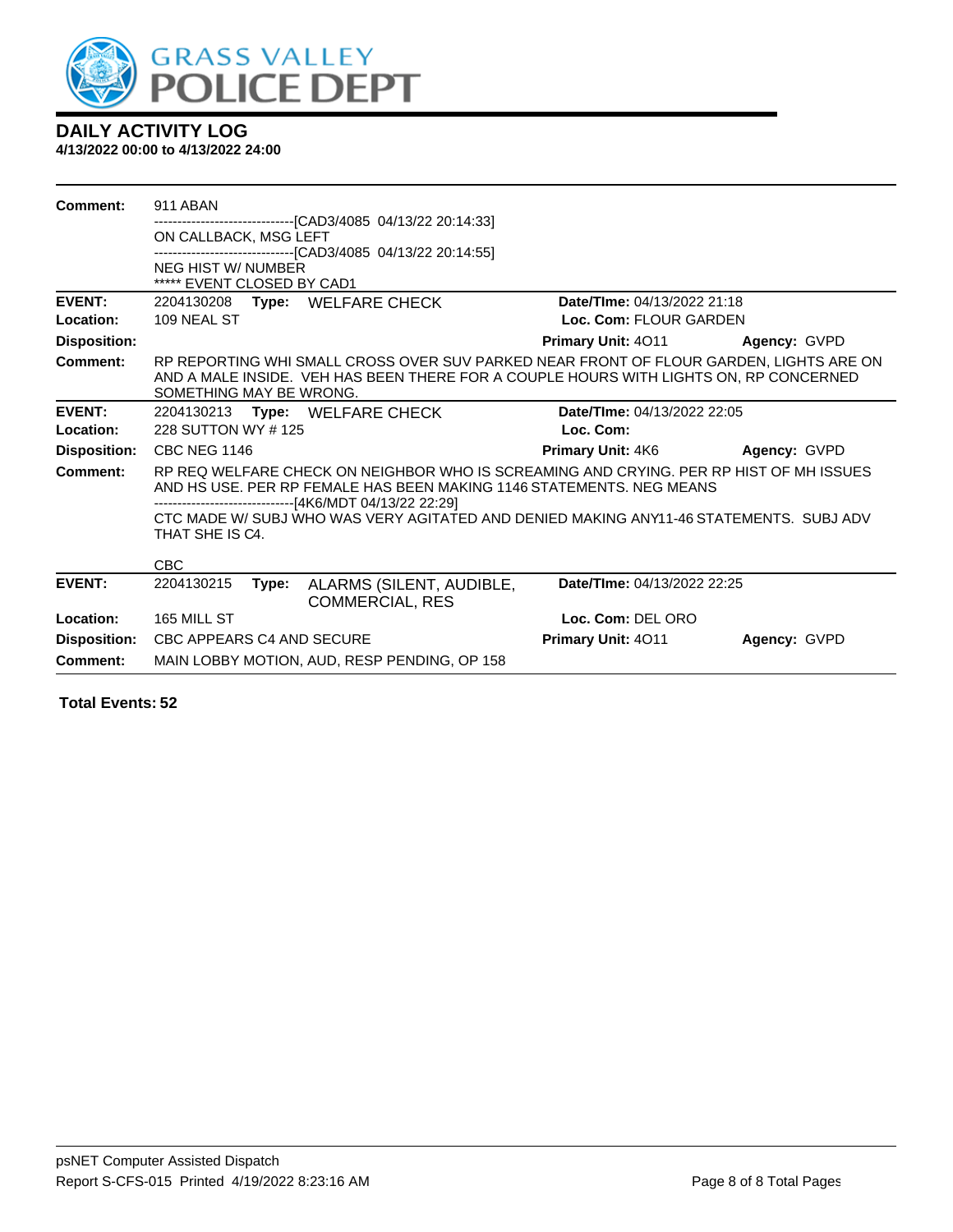## DAILY ACTIVITY LOG
**4/13/2022 00:00 to 4/13/2022 24:00**

| | | | |
|---|---|---|---|
| **Comment:** | 911 ABAN<br>------------------------------[CAD3/4085 04/13/22 20:14:33]<br>ON CALLBACK, MSG LEFT<br>------------------------------[CAD3/4085 04/13/22 20:14:55]<br>NEG HIST W/ NUMBER<br>***** EVENT CLOSED BY CAD1 | | |
| **EVENT:** | 2204130208 **Type:** WELFARE CHECK | **Date/TIme:** 04/13/2022 21:18 | |
| **Location:** | 109 NEAL ST | **Loc. Com:** FLOUR GARDEN | |
| **Disposition:** | | **Primary Unit:** 4O11 | **Agency:** GVPD |
| **Comment:** | RP REPORTING WHI SMALL CROSS OVER SUV PARKED NEAR FRONT OF FLOUR GARDEN, LIGHTS ARE ON AND A MALE INSIDE. VEH HAS BEEN THERE FOR A COUPLE HOURS WITH LIGHTS ON, RP CONCERNED SOMETHING MAY BE WRONG. | | |
| **EVENT:** | 2204130213 **Type:** WELFARE CHECK | **Date/TIme:** 04/13/2022 22:05 | |
| **Location:** | 228 SUTTON WY # 125 | **Loc. Com:** | |
| **Disposition:** | CBC NEG 1146 | **Primary Unit:** 4K6 | **Agency:** GVPD |
| **Comment:** | RP REQ WELFARE CHECK ON NEIGHBOR WHO IS SCREAMING AND CRYING. PER RP HIST OF MH ISSUES AND HS USE. PER RP FEMALE HAS BEEN MAKING 1146 STATEMENTS. NEG MEANS<br>------------------------------[4K6/MDT 04/13/22 22:29]<br>CTC MADE W/ SUBJ WHO WAS VERY AGITATED AND DENIED MAKING ANY11-46 STATEMENTS. SUBJ ADV THAT SHE IS C4.<br><br>CBC | | |
| **EVENT:** | 2204130215 **Type:** ALARMS (SILENT, AUDIBLE, COMMERCIAL, RES | **Date/TIme:** 04/13/2022 22:25 | |
| **Location:** | 165 MILL ST | **Loc. Com:** DEL ORO | |
| **Disposition:** | CBC APPEARS C4 AND SECURE | **Primary Unit:** 4O11 | **Agency:** GVPD |
| **Comment:** | MAIN LOBBY MOTION, AUD, RESP PENDING, OP 158 | | |

**Total Events: 52**